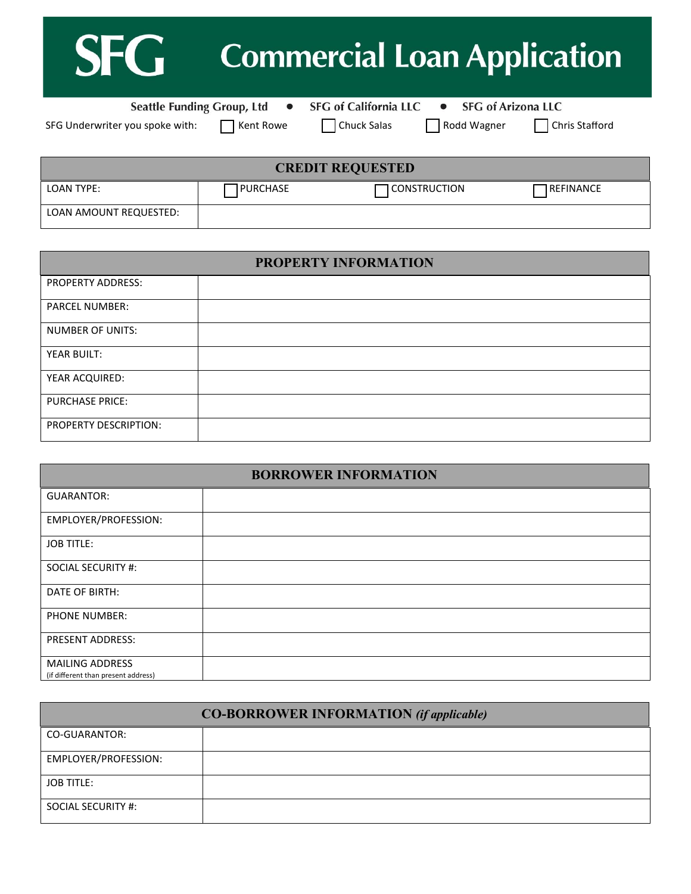# SFG Commercial Loan Application

**Seattle Funding Group, Ltd** • **SFG of California LLC** • **SFG of Arizona LLC**

SFG Underwriter you spoke with: ☐ Kent Rowe ☐ Chuck Salas ☐ Rodd Wagner ☐ Chris Stafford

| CREDIT REQUESTED | | | |
|---|---|---|---|
| LOAN TYPE: | ☐ PURCHASE | ☐ CONSTRUCTION | ☐ REFINANCE |
| LOAN AMOUNT REQUESTED: | | | |

| PROPERTY INFORMATION | |
|---|---|
| PROPERTY ADDRESS: | |
| PARCEL NUMBER: | |
| NUMBER OF UNITS: | |
| YEAR BUILT: | |
| YEAR ACQUIRED: | |
| PURCHASE PRICE: | |
| PROPERTY DESCRIPTION: | |

| BORROWER INFORMATION | |
|---|---|
| GUARANTOR: | |
| EMPLOYER/PROFESSION: | |
| JOB TITLE: | |
| SOCIAL SECURITY #: | |
| DATE OF BIRTH: | |
| PHONE NUMBER: | |
| PRESENT ADDRESS: | |
| MAILING ADDRESS (if different than present address) | |

| CO-BORROWER INFORMATION *(if applicable)* | |
|---|---|
| CO-GUARANTOR: | |
| EMPLOYER/PROFESSION: | |
| JOB TITLE: | |
| SOCIAL SECURITY #: | |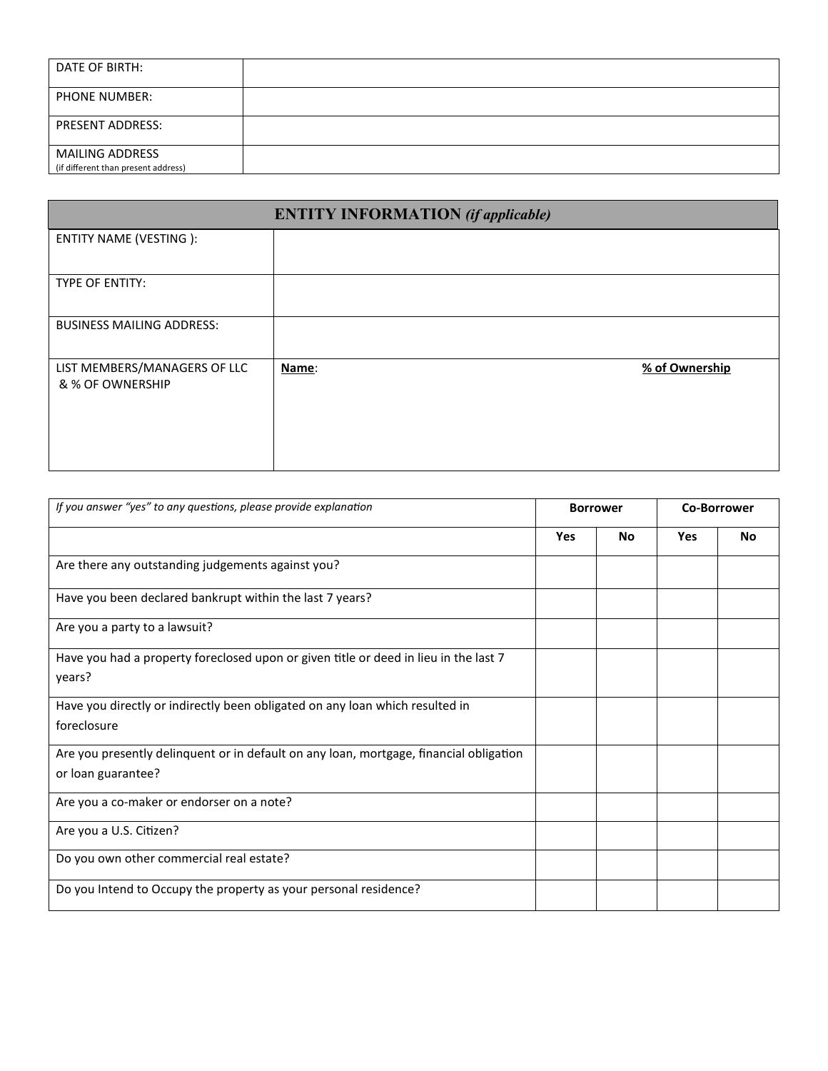| DATE OF BIRTH: | |
|---|---|
| PHONE NUMBER: | |
| PRESENT ADDRESS: | |
| MAILING ADDRESS (if different than present address) | |

| **ENTITY INFORMATION** *(if applicable)* | |
|---|---|
| ENTITY NAME (VESTING ): | |
| TYPE OF ENTITY: | |
| BUSINESS MAILING ADDRESS: | |
| LIST MEMBERS/MANAGERS OF LLC & % OF OWNERSHIP | **Name**: **% of Ownership** |

| *If you answer "yes" to any questions, please provide explanation* | **Borrower** | | **Co-Borrower** | |
|---|---|---|---|---|
| | **Yes** | **No** | **Yes** | **No** |
| Are there any outstanding judgements against you? | | | | |
| Have you been declared bankrupt within the last 7 years? | | | | |
| Are you a party to a lawsuit? | | | | |
| Have you had a property foreclosed upon or given title or deed in lieu in the last 7 years? | | | | |
| Have you directly or indirectly been obligated on any loan which resulted in foreclosure | | | | |
| Are you presently delinquent or in default on any loan, mortgage, financial obligation or loan guarantee? | | | | |
| Are you a co-maker or endorser on a note? | | | | |
| Are you a U.S. Citizen? | | | | |
| Do you own other commercial real estate? | | | | |
| Do you Intend to Occupy the property as your personal residence? | | | | |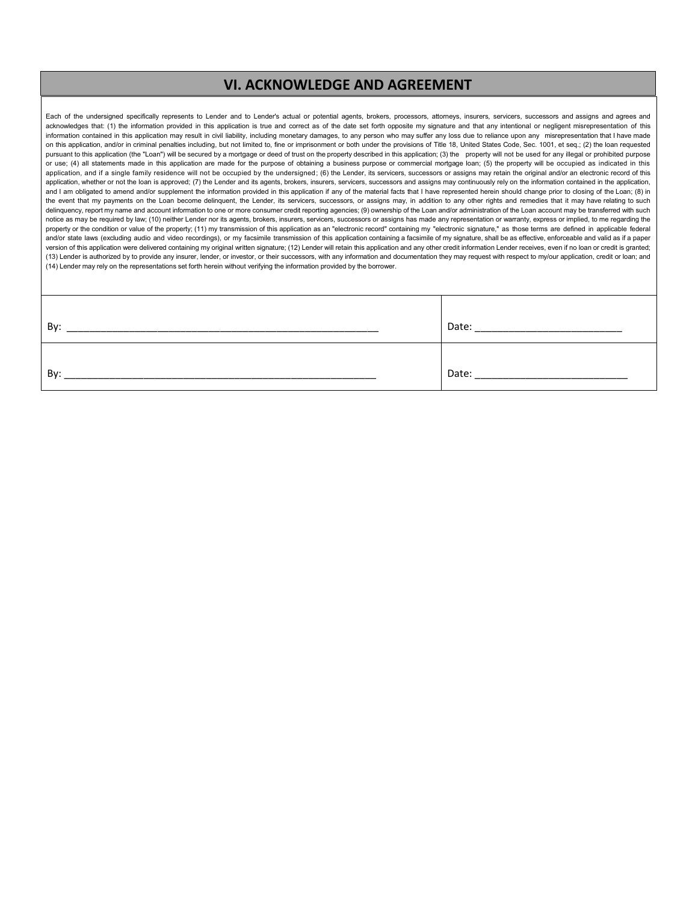## VI. ACKNOWLEDGE AND AGREEMENT

Each of the undersigned specifically represents to Lender and to Lender's actual or potential agents, brokers, processors, attorneys, insurers, servicers, successors and assigns and agrees and acknowledges that: (1) the information provided in this application is true and correct as of the date set forth opposite my signature and that any intentional or negligent misrepresentation of this information contained in this application may result in civil liability, including monetary damages, to any person who may suffer any loss due to reliance upon any misrepresentation that I have made on this application, and/or in criminal penalties including, but not limited to, fine or imprisonment or both under the provisions of Title 18, United States Code, Sec. 1001, et seq.; (2) the loan requested pursuant to this application (the "Loan") will be secured by a mortgage or deed of trust on the property described in this application; (3) the property will not be used for any illegal or prohibited purpose or use; (4) all statements made in this application are made for the purpose of obtaining a business purpose or commercial mortgage loan; (5) the property will be occupied as indicated in this application, and if a single family residence will not be occupied by the undersigned; (6) the Lender, its servicers, successors or assigns may retain the original and/or an electronic record of this application, whether or not the loan is approved; (7) the Lender and its agents, brokers, insurers, servicers, successors and assigns may continuously rely on the information contained in the application, and I am obligated to amend and/or supplement the information provided in this application if any of the material facts that I have represented herein should change prior to closing of the Loan; (8) in the event that my payments on the Loan become delinquent, the Lender, its servicers, successors, or assigns may, in addition to any other rights and remedies that it may have relating to such delinquency, report my name and account information to one or more consumer credit reporting agencies; (9) ownership of the Loan and/or administration of the Loan account may be transferred with such notice as may be required by law; (10) neither Lender nor its agents, brokers, insurers, servicers, successors or assigns has made any representation or warranty, express or implied, to me regarding the property or the condition or value of the property; (11) my transmission of this application as an "electronic record" containing my "electronic signature," as those terms are defined in applicable federal and/or state laws (excluding audio and video recordings), or my facsimile transmission of this application containing a facsimile of my signature, shall be as effective, enforceable and valid as if a paper version of this application were delivered containing my original written signature; (12) Lender will retain this application and any other credit information Lender receives, even if no loan or credit is granted; (13) Lender is authorized by to provide any insurer, lender, or investor, or their successors, with any information and documentation they may request with respect to my/our application, credit or loan; and (14) Lender may rely on the representations set forth herein without verifying the information provided by the borrower.

| | |
|---|---|
| By: ____________________________________________ | Date: ________________________ |
| By: ____________________________________________ | Date: ________________________ |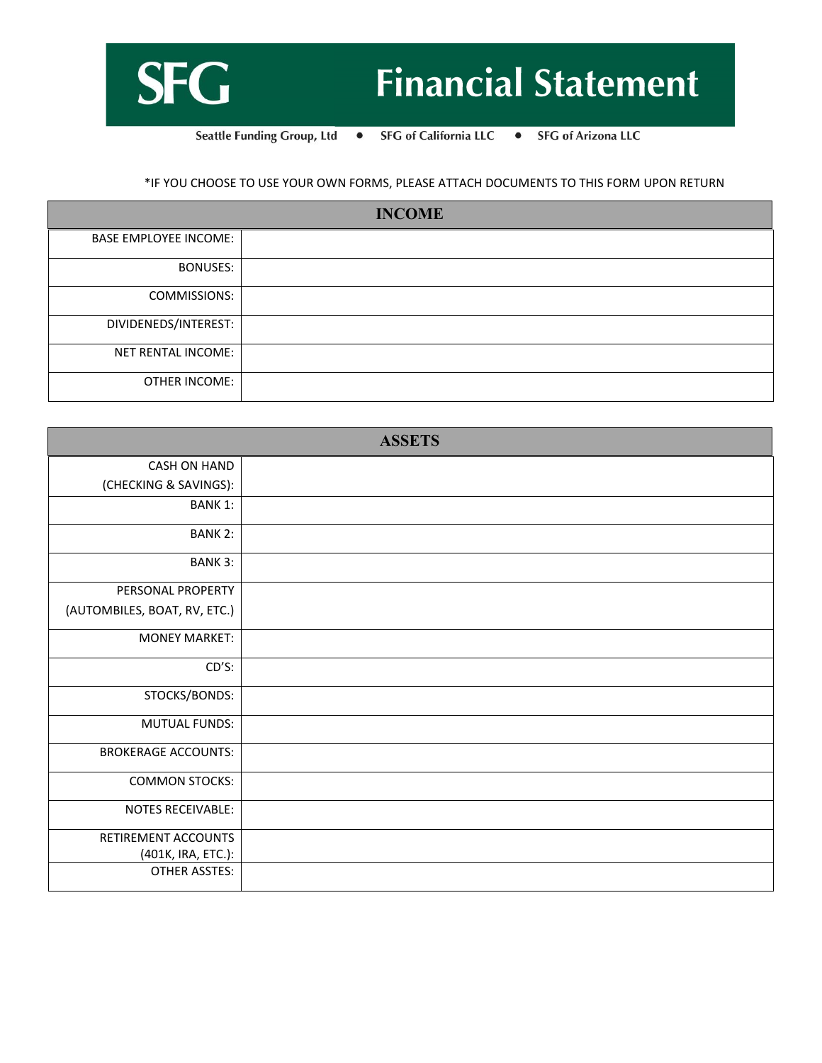# SFG Financial Statement

Seattle Funding Group, Ltd • SFG of California LLC • SFG of Arizona LLC

*IF YOU CHOOSE TO USE YOUR OWN FORMS, PLEASE ATTACH DOCUMENTS TO THIS FORM UPON RETURN

| INCOME | |
|---|---|
| BASE EMPLOYEE INCOME: | |
| BONUSES: | |
| COMMISSIONS: | |
| DIVIDENEDS/INTEREST: | |
| NET RENTAL INCOME: | |
| OTHER INCOME: | |

| ASSETS | |
|---|---|
| CASH ON HAND (CHECKING & SAVINGS): | |
| BANK 1: | |
| BANK 2: | |
| BANK 3: | |
| PERSONAL PROPERTY (AUTOMBILES, BOAT, RV, ETC.) | |
| MONEY MARKET: | |
| CD'S: | |
| STOCKS/BONDS: | |
| MUTUAL FUNDS: | |
| BROKERAGE ACCOUNTS: | |
| COMMON STOCKS: | |
| NOTES RECEIVABLE: | |
| RETIREMENT ACCOUNTS (401K, IRA, ETC.): | |
| OTHER ASSTES: | |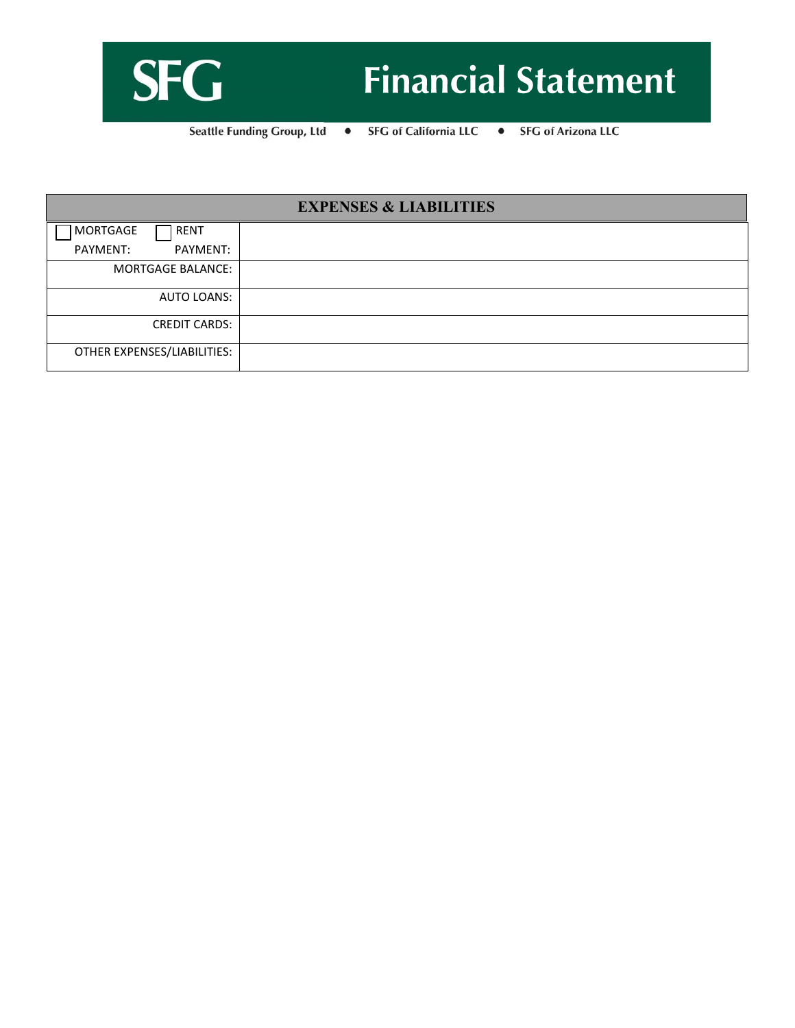# Financial Statement

Seattle Funding Group, Ltd • SFG of California LLC • SFG of Arizona LLC

| EXPENSES & LIABILITIES | |
|---|---|
| ☐ MORTGAGE PAYMENT: ☐ RENT PAYMENT: | |
| MORTGAGE BALANCE: | |
| AUTO LOANS: | |
| CREDIT CARDS: | |
| OTHER EXPENSES/LIABILITIES: | |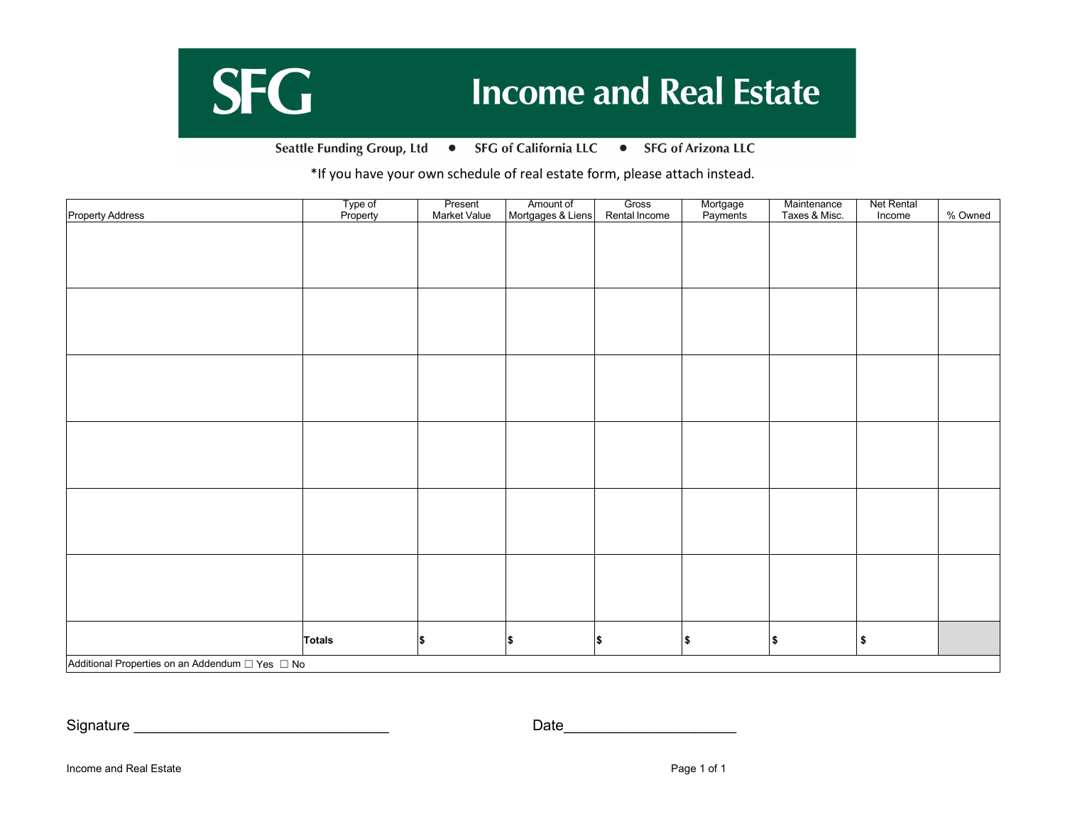# SFG Income and Real Estate

**Seattle Funding Group, Ltd • SFG of California LLC • SFG of Arizona LLC**

*If you have your own schedule of real estate form, please attach instead.

| Property Address | Type of Property | Present Market Value | Amount of Mortgages & Liens | Gross Rental Income | Mortgage Payments | Maintenance Taxes & Misc. | Net Rental Income | % Owned |
|---|---|---|---|---|---|---|---|---|
| | | | | | | | | |
| | | | | | | | | |
| | | | | | | | | |
| | | | | | | | | |
| | | | | | | | | |
| | | | | | | | | |
| | **Totals** | **$** | **$** | **$** | **$** | **$** | **$** | |
| Additional Properties on an Addendum ☐ Yes ☐ No | | | | | | | | |

Signature _______________________________ Date_____________________

Income and Real Estate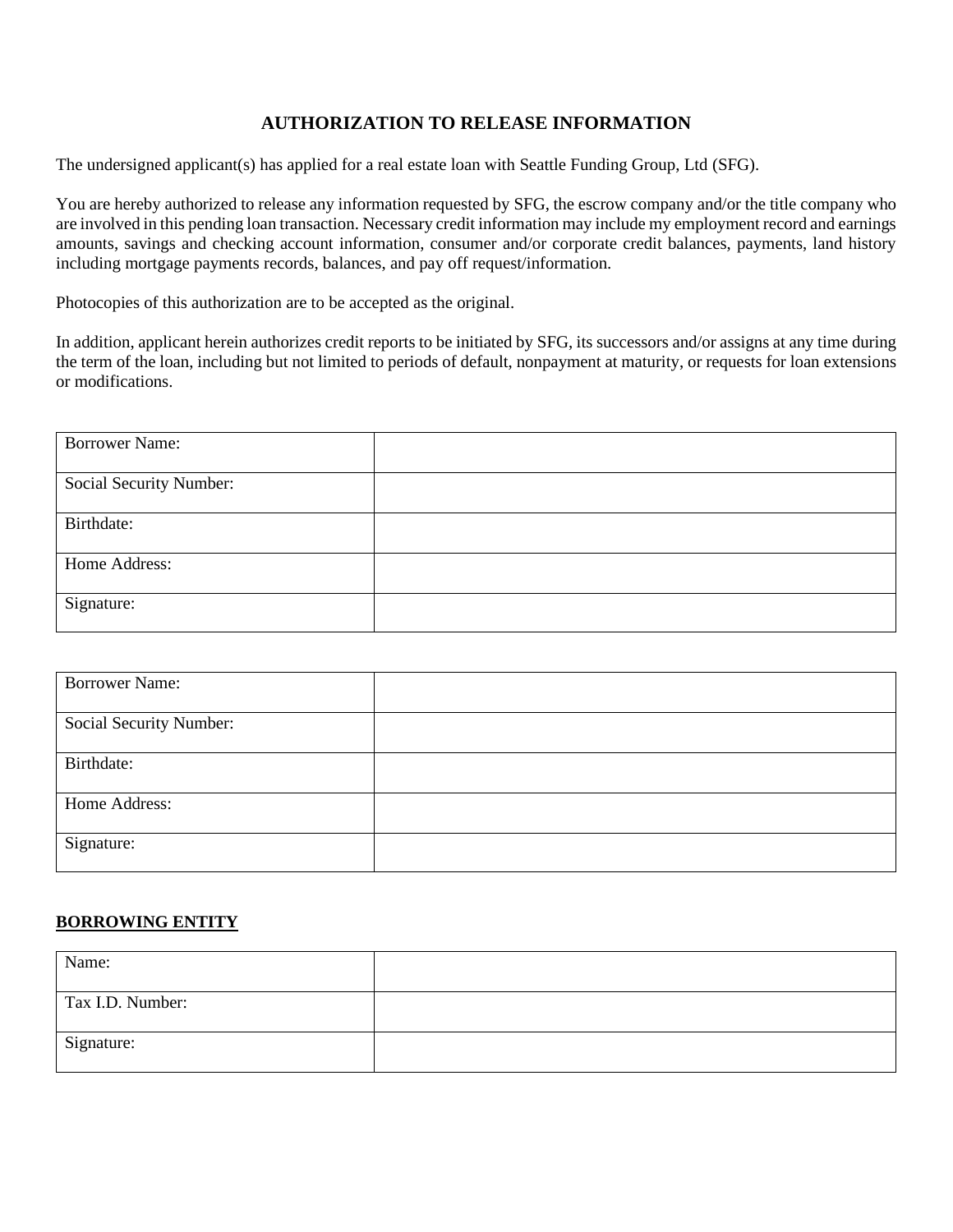# AUTHORIZATION TO RELEASE INFORMATION

The undersigned applicant(s) has applied for a real estate loan with Seattle Funding Group, Ltd (SFG).

You are hereby authorized to release any information requested by SFG, the escrow company and/or the title company who are involved in this pending loan transaction. Necessary credit information may include my employment record and earnings amounts, savings and checking account information, consumer and/or corporate credit balances, payments, land history including mortgage payments records, balances, and pay off request/information.

Photocopies of this authorization are to be accepted as the original.

In addition, applicant herein authorizes credit reports to be initiated by SFG, its successors and/or assigns at any time during the term of the loan, including but not limited to periods of default, nonpayment at maturity, or requests for loan extensions or modifications.

| | |
|---|---|
| Borrower Name: | |
| Social Security Number: | |
| Birthdate: | |
| Home Address: | |
| Signature: | |

| | |
|---|---|
| Borrower Name: | |
| Social Security Number: | |
| Birthdate: | |
| Home Address: | |
| Signature: | |

**BORROWING ENTITY**

| | |
|---|---|
| Name: | |
| Tax I.D. Number: | |
| Signature: | |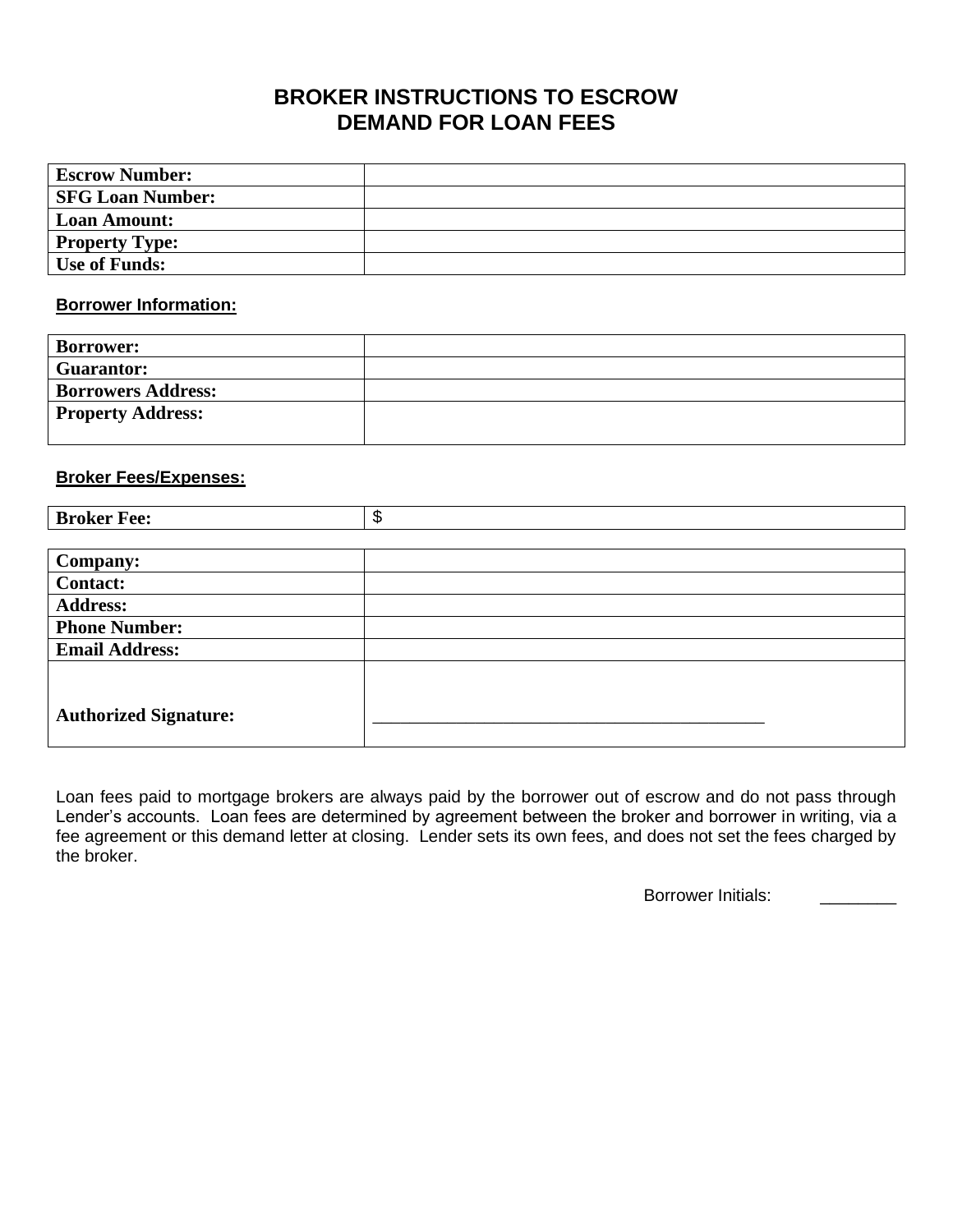# BROKER INSTRUCTIONS TO ESCROW
# DEMAND FOR LOAN FEES

| | |
|---|---|
| **Escrow Number:** | |
| **SFG Loan Number:** | |
| **Loan Amount:** | |
| **Property Type:** | |
| **Use of Funds:** | |

**Borrower Information:**

| | |
|---|---|
| **Borrower:** | |
| **Guarantor:** | |
| **Borrowers Address:** | |
| **Property Address:** | |

**Broker Fees/Expenses:**

| | |
|---|---|
| **Broker Fee:** | $ |

| | |
|---|---|
| **Company:** | |
| **Contact:** | |
| **Address:** | |
| **Phone Number:** | |
| **Email Address:** | |
| **Authorized Signature:** | ________________________________________ |

Loan fees paid to mortgage brokers are always paid by the borrower out of escrow and do not pass through Lender's accounts. Loan fees are determined by agreement between the broker and borrower in writing, via a fee agreement or this demand letter at closing. Lender sets its own fees, and does not set the fees charged by the broker.

Borrower Initials: ________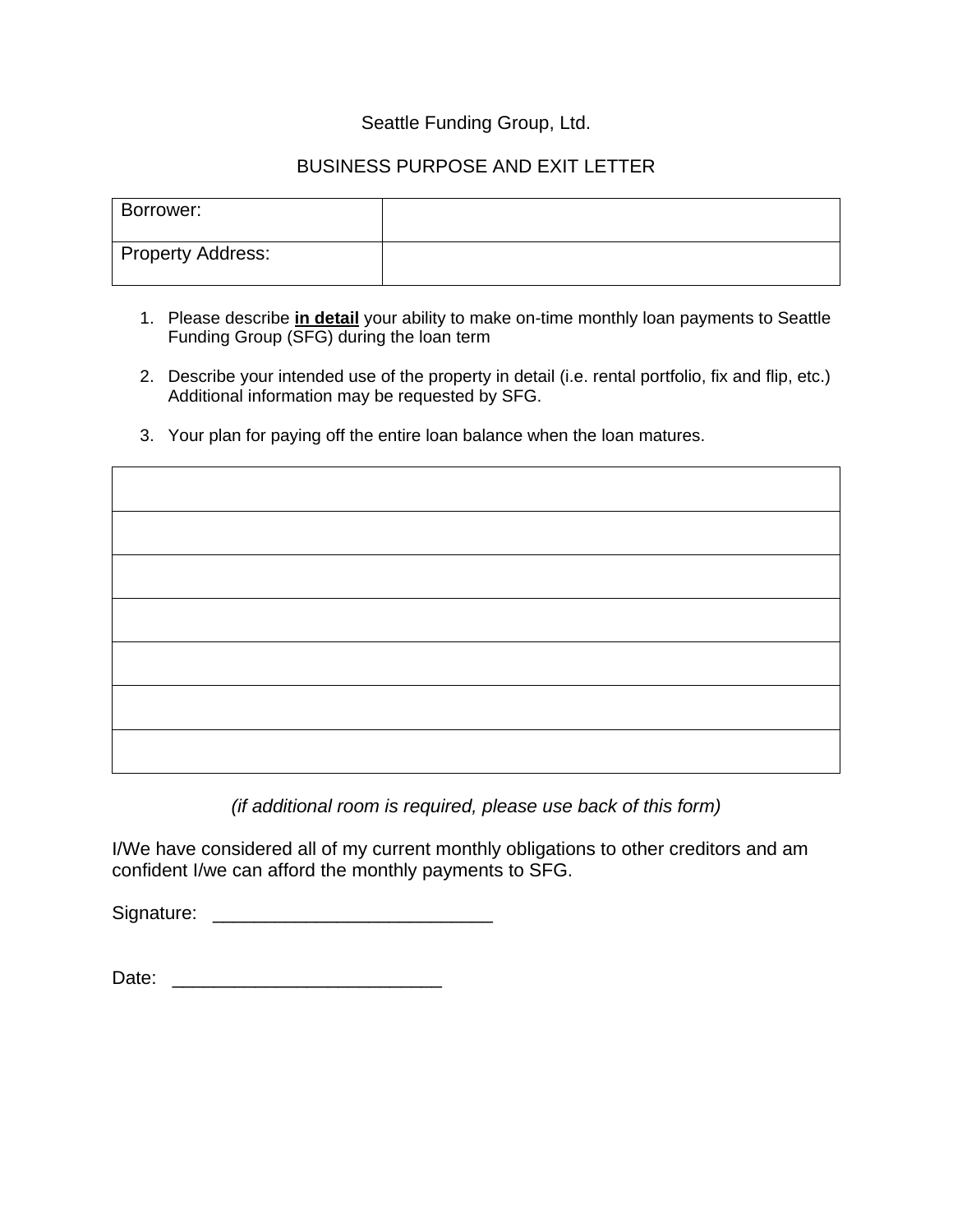Seattle Funding Group, Ltd.

BUSINESS PURPOSE AND EXIT LETTER

| Borrower: | |
|---|---|
| Property Address: | |

1. Please describe **<u>in detail</u>** your ability to make on-time monthly loan payments to Seattle Funding Group (SFG) during the loan term
2. Describe your intended use of the property in detail (i.e. rental portfolio, fix and flip, etc.) Additional information may be requested by SFG.
3. Your plan for paying off the entire loan balance when the loan matures.

| |
|---|
| |
| |
| |
| |
| |
| |
| |

*(if additional room is required, please use back of this form)*

I/We have considered all of my current monthly obligations to other creditors and am confident I/we can afford the monthly payments to SFG.

Signature: ___________________________

Date: __________________________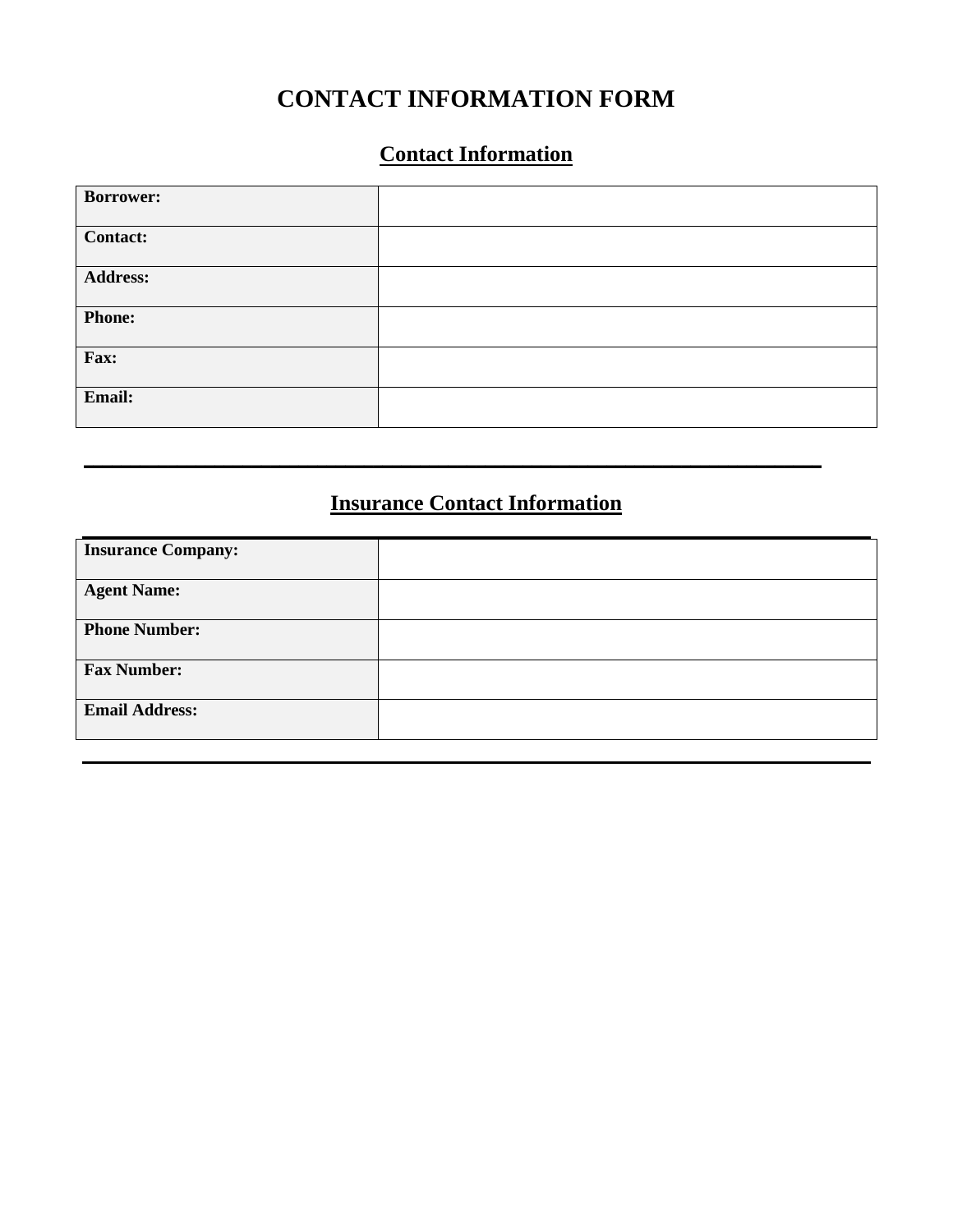# CONTACT INFORMATION FORM

## Contact Information

| | |
|---|---|
| **Borrower:** | |
| **Contact:** | |
| **Address:** | |
| **Phone:** | |
| **Fax:** | |
| **Email:** | |

## Insurance Contact Information

| | |
|---|---|
| **Insurance Company:** | |
| **Agent Name:** | |
| **Phone Number:** | |
| **Fax Number:** | |
| **Email Address:** | |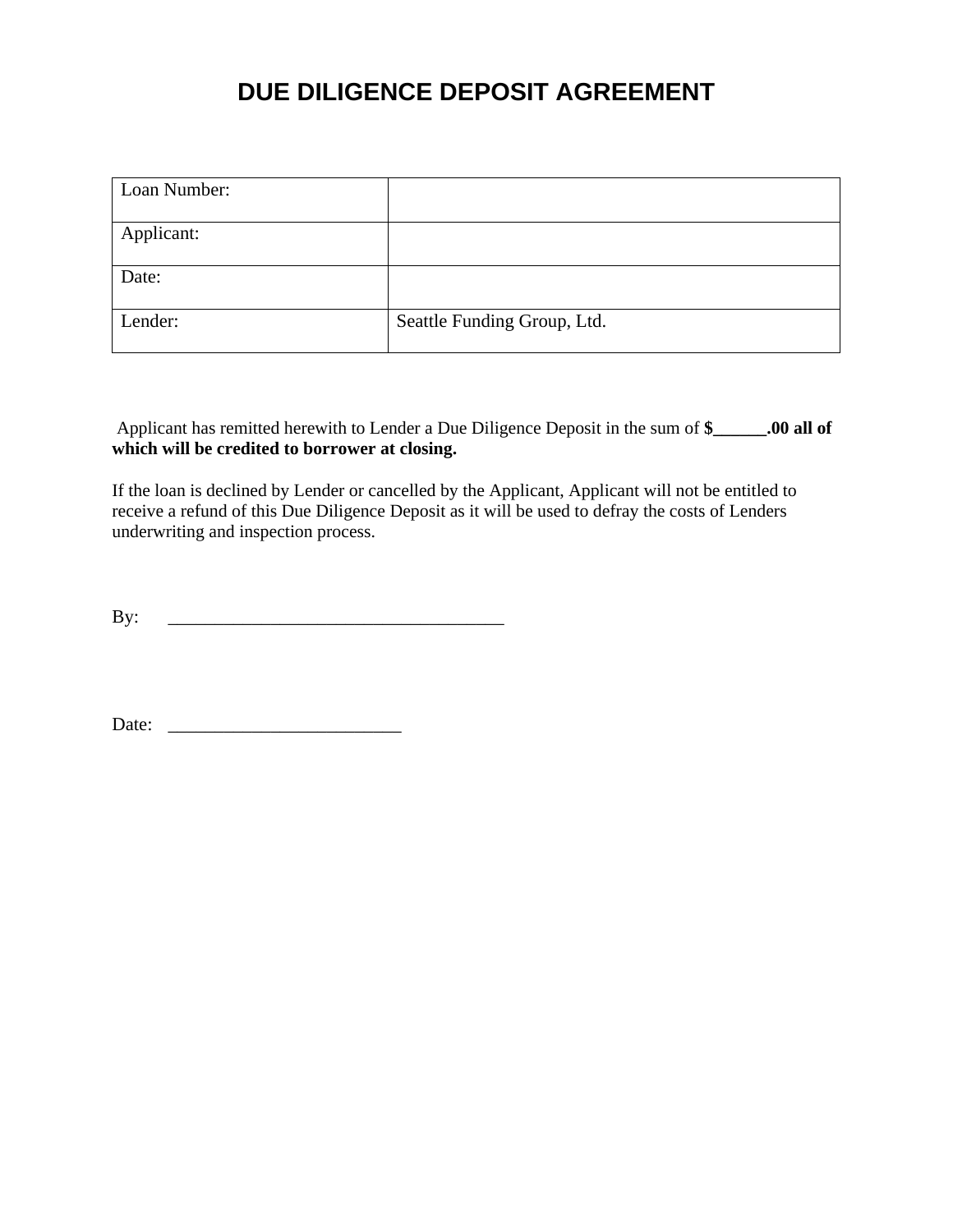# DUE DILIGENCE DEPOSIT AGREEMENT

| Loan Number: | |
|---|---|
| Applicant: | |
| Date: | |
| Lender: | Seattle Funding Group, Ltd. |

Applicant has remitted herewith to Lender a Due Diligence Deposit in the sum of **$______.00 all of which will be credited to borrower at closing.**

If the loan is declined by Lender or cancelled by the Applicant, Applicant will not be entitled to receive a refund of this Due Diligence Deposit as it will be used to defray the costs of Lenders underwriting and inspection process.

By: _____________________________________

Date: _________________________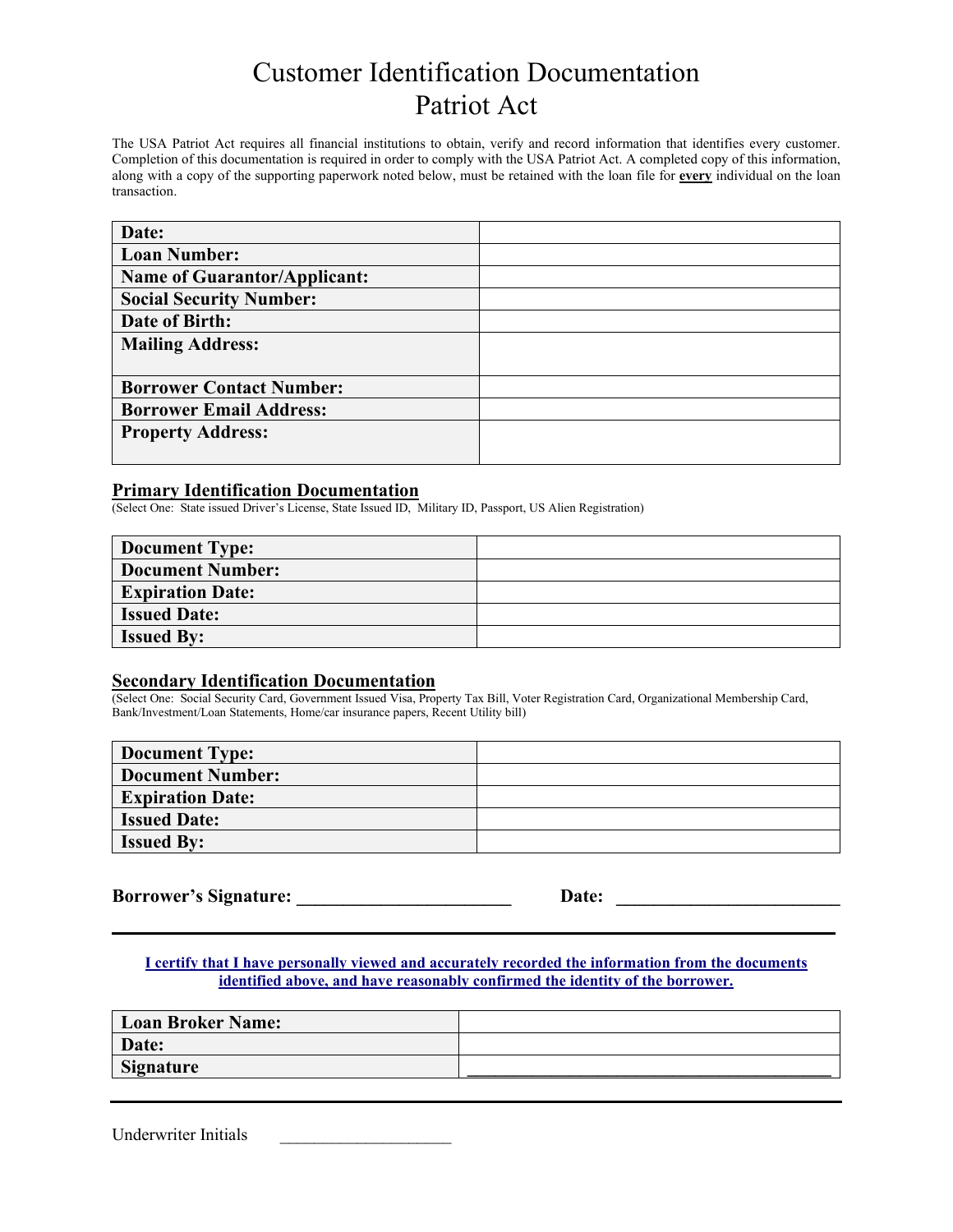# Customer Identification Documentation
# Patriot Act

The USA Patriot Act requires all financial institutions to obtain, verify and record information that identifies every customer. Completion of this documentation is required in order to comply with the USA Patriot Act. A completed copy of this information, along with a copy of the supporting paperwork noted below, must be retained with the loan file for **every** individual on the loan transaction.

| | |
|---|---|
| **Date:** | |
| **Loan Number:** | |
| **Name of Guarantor/Applicant:** | |
| **Social Security Number:** | |
| **Date of Birth:** | |
| **Mailing Address:** | |
| **Borrower Contact Number:** | |
| **Borrower Email Address:** | |
| **Property Address:** | |

## Primary Identification Documentation

(Select One: State issued Driver's License, State Issued ID, Military ID, Passport, US Alien Registration)

| | |
|---|---|
| **Document Type:** | |
| **Document Number:** | |
| **Expiration Date:** | |
| **Issued Date:** | |
| **Issued By:** | |

## Secondary Identification Documentation

(Select One: Social Security Card, Government Issued Visa, Property Tax Bill, Voter Registration Card, Organizational Membership Card, Bank/Investment/Loan Statements, Home/car insurance papers, Recent Utility bill)

| | |
|---|---|
| **Document Type:** | |
| **Document Number:** | |
| **Expiration Date:** | |
| **Issued Date:** | |
| **Issued By:** | |

**Borrower's Signature: ________________________ Date: ________________________**

---

**I certify that I have personally viewed and accurately recorded the information from the documents identified above, and have reasonably confirmed the identity of the borrower.**

| | |
|---|---|
| **Loan Broker Name:** | |
| **Date:** | |
| **Signature** | ________________________________________ |

---

Underwriter Initials ____________________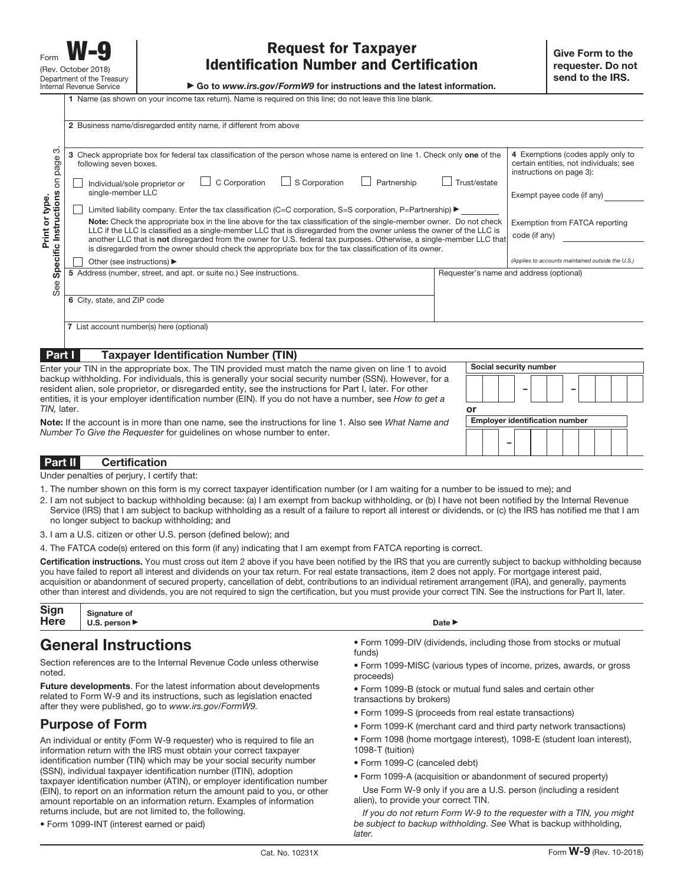Form **W-9**
(Rev. October 2018)
Department of the Treasury
Internal Revenue Service

# Request for Taxpayer Identification Number and Certification

▶ Go to *www.irs.gov/FormW9* for instructions and the latest information.

**Give Form to the requester. Do not send to the IRS.**

**Print or type.**
See **Specific Instructions** on page 3.

1 Name (as shown on your income tax return). Name is required on this line; do not leave this line blank.

2 Business name/disregarded entity name, if different from above

3 Check appropriate box for federal tax classification of the person whose name is entered on line 1. Check only **one** of the following seven boxes.

☐ Individual/sole proprietor or single-member LLC ☐ C Corporation ☐ S Corporation ☐ Partnership ☐ Trust/estate

☐ Limited liability company. Enter the tax classification (C=C corporation, S=S corporation, P=Partnership) ▶ ________

**Note:** Check the appropriate box in the line above for the tax classification of the single-member owner. Do not check LLC if the LLC is classified as a single-member LLC that is disregarded from the owner unless the owner of the LLC is another LLC that is **not** disregarded from the owner for U.S. federal tax purposes. Otherwise, a single-member LLC that is disregarded from the owner should check the appropriate box for the tax classification of its owner.

☐ Other (see instructions) ▶

4 Exemptions (codes apply only to certain entities, not individuals; see instructions on page 3):

Exempt payee code (if any) ________

Exemption from FATCA reporting code (if any) ________

*(Applies to accounts maintained outside the U.S.)*

5 Address (number, street, and apt. or suite no.) See instructions.

Requester's name and address (optional)

6 City, state, and ZIP code

7 List account number(s) here (optional)

## Part I Taxpayer Identification Number (TIN)

Enter your TIN in the appropriate box. The TIN provided must match the name given on line 1 to avoid backup withholding. For individuals, this is generally your social security number (SSN). However, for a resident alien, sole proprietor, or disregarded entity, see the instructions for Part I, later. For other entities, it is your employer identification number (EIN). If you do not have a number, see *How to get a TIN,* later.

**Note:** If the account is in more than one name, see the instructions for line 1. Also see *What Name and Number To Give the Requester* for guidelines on whose number to enter.

**Social security number**

| | | | – | | | – | | | | |
|---|---|---|---|---|---|---|---|---|---|---|

**or**

**Employer identification number**

| | | – | | | | | | | |
|---|---|---|---|---|---|---|---|---|---|

## Part II Certification

Under penalties of perjury, I certify that:

1. The number shown on this form is my correct taxpayer identification number (or I am waiting for a number to be issued to me); and
2. I am not subject to backup withholding because: (a) I am exempt from backup withholding, or (b) I have not been notified by the Internal Revenue Service (IRS) that I am subject to backup withholding as a result of a failure to report all interest or dividends, or (c) the IRS has notified me that I am no longer subject to backup withholding; and
3. I am a U.S. citizen or other U.S. person (defined below); and
4. The FATCA code(s) entered on this form (if any) indicating that I am exempt from FATCA reporting is correct.

**Certification instructions.** You must cross out item 2 above if you have been notified by the IRS that you are currently subject to backup withholding because you have failed to report all interest and dividends on your tax return. For real estate transactions, item 2 does not apply. For mortgage interest paid, acquisition or abandonment of secured property, cancellation of debt, contributions to an individual retirement arrangement (IRA), and generally, payments other than interest and dividends, you are not required to sign the certification, but you must provide your correct TIN. See the instructions for Part II, later.

**Sign Here** Signature of U.S. person ▶ Date ▶

# General Instructions

Section references are to the Internal Revenue Code unless otherwise noted.

**Future developments**. For the latest information about developments related to Form W-9 and its instructions, such as legislation enacted after they were published, go to *www.irs.gov/FormW9.*

## Purpose of Form

An individual or entity (Form W-9 requester) who is required to file an information return with the IRS must obtain your correct taxpayer identification number (TIN) which may be your social security number (SSN), individual taxpayer identification number (ITIN), adoption taxpayer identification number (ATIN), or employer identification number (EIN), to report on an information return the amount paid to you, or other amount reportable on an information return. Examples of information returns include, but are not limited to, the following.

- Form 1099-INT (interest earned or paid)
- Form 1099-DIV (dividends, including those from stocks or mutual funds)
- Form 1099-MISC (various types of income, prizes, awards, or gross proceeds)
- Form 1099-B (stock or mutual fund sales and certain other transactions by brokers)
- Form 1099-S (proceeds from real estate transactions)
- Form 1099-K (merchant card and third party network transactions)
- Form 1098 (home mortgage interest), 1098-E (student loan interest), 1098-T (tuition)
- Form 1099-C (canceled debt)
- Form 1099-A (acquisition or abandonment of secured property)

Use Form W-9 only if you are a U.S. person (including a resident alien), to provide your correct TIN.

*If you do not return Form W-9 to the requester with a TIN, you might be subject to backup withholding. See* What is backup withholding, *later.*

Cat. No. 10231X Form **W-9** (Rev. 10-2018)